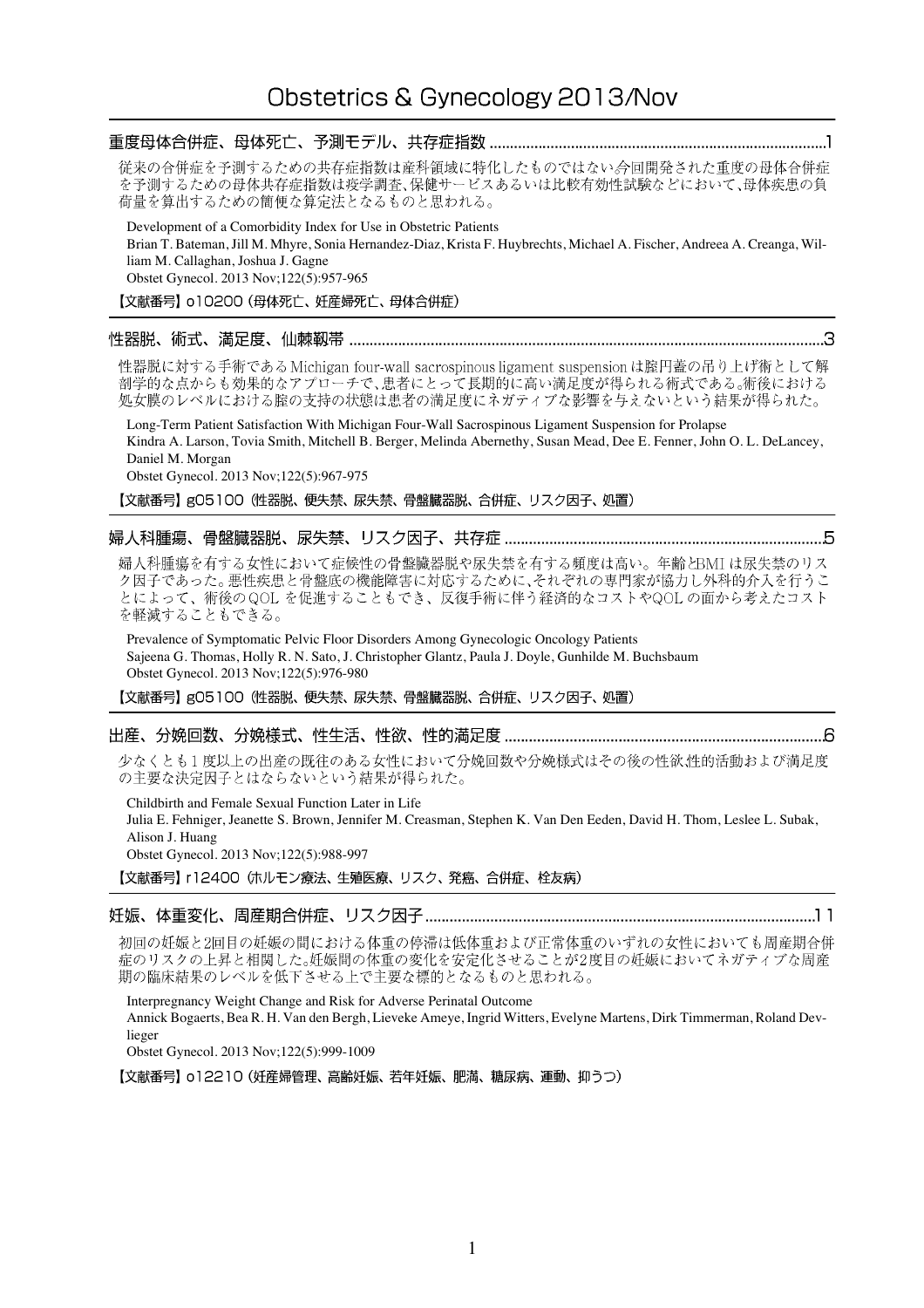# Obstetrics & Gynecology 2013/Nov

## 重度母体合併症、母体死亡、予測モデル、共存症指数 ....................................1

従来の合併症を予測するための共存症指数は産科領域に特化したものではない。今回開発された重度の母体合併症を予測するための母体共存症指数は疫学調査、保健サービスあるいは比較有効性試験などにおいて、母体疾患の負荷量を算出するための簡便な算定法となるものと思われる。

Development of a Comorbidity Index for Use in Obstetric Patients
Brian T. Bateman, Jill M. Mhyre, Sonia Hernandez-Diaz, Krista F. Huybrechts, Michael A. Fischer, Andreea A. Creanga, William M. Callaghan, Joshua J. Gagne
Obstet Gynecol. 2013 Nov;122(5):957-965

【文献番号】o10200（母体死亡、妊産婦死亡、母体合併症）

## 性器脱、術式、満足度、仙棘靱帯 ....................................3

性器脱に対する手術であるMichigan four-wall sacrospinous ligament suspensionは腟円蓋の吊り上げ術として解剖学的な点からも効果的なアプローチで、患者にとって長期的に高い満足度が得られる術式である。術後における処女膜のレベルにおける腟の支持の状態は患者の満足度にネガティブな影響を与えないという結果が得られた。

Long-Term Patient Satisfaction With Michigan Four-Wall Sacrospinous Ligament Suspension for Prolapse
Kindra A. Larson, Tovia Smith, Mitchell B. Berger, Melinda Abernethy, Susan Mead, Dee E. Fenner, John O. L. DeLancey, Daniel M. Morgan
Obstet Gynecol. 2013 Nov;122(5):967-975

【文献番号】g05100（性器脱、便失禁、尿失禁、骨盤臓器脱、合併症、リスク因子、処置）

## 婦人科腫瘍、骨盤臓器脱、尿失禁、リスク因子、共存症 ....................................5

婦人科腫瘍を有する女性において症候性の骨盤臓器脱や尿失禁を有する頻度は高い。年齢とBMIは尿失禁のリスク因子であった。悪性疾患と骨盤底の機能障害に対応するために、それぞれの専門家が協力し外科的介入を行うことによって、術後のQOLを促進することもでき、反復手術に伴う経済的なコストやQOLの面から考えたコストを軽減することもできる。

Prevalence of Symptomatic Pelvic Floor Disorders Among Gynecologic Oncology Patients
Sajeena G. Thomas, Holly R. N. Sato, J. Christopher Glantz, Paula J. Doyle, Gunhilde M. Buchsbaum
Obstet Gynecol. 2013 Nov;122(5):976-980

【文献番号】g05100（性器脱、便失禁、尿失禁、骨盤臓器脱、合併症、リスク因子、処置）

## 出産、分娩回数、分娩様式、性生活、性欲、性的満足度 ....................................6

少なくとも1度以上の出産の既往のある女性において分娩回数や分娩様式はその後の性欲、性的活動および満足度の主要な決定因子とはならないという結果が得られた。

Childbirth and Female Sexual Function Later in Life
Julia E. Fehniger, Jeanette S. Brown, Jennifer M. Creasman, Stephen K. Van Den Eeden, David H. Thom, Leslee L. Subak, Alison J. Huang
Obstet Gynecol. 2013 Nov;122(5):988-997

【文献番号】r12400（ホルモン療法、生殖医療、リスク、発癌、合併症、栓友病）

## 妊娠、体重変化、周産期合併症、リスク因子 ....................................11

初回の妊娠と2回目の妊娠の間における体重の停滞は低体重および正常体重のいずれの女性においても周産期合併症のリスクの上昇と相関した。妊娠間の体重の変化を安定化させることが2度目の妊娠においてネガティブな周産期の臨床結果のレベルを低下させる上で主要な標的となるものと思われる。

Interpregnancy Weight Change and Risk for Adverse Perinatal Outcome
Annick Bogaerts, Bea R. H. Van den Bergh, Lieveke Ameye, Ingrid Witters, Evelyne Martens, Dirk Timmerman, Roland Devlieger
Obstet Gynecol. 2013 Nov;122(5):999-1009

【文献番号】o12210（妊産婦管理、高齢妊娠、若年妊娠、肥満、糖尿病、運動、抑うつ）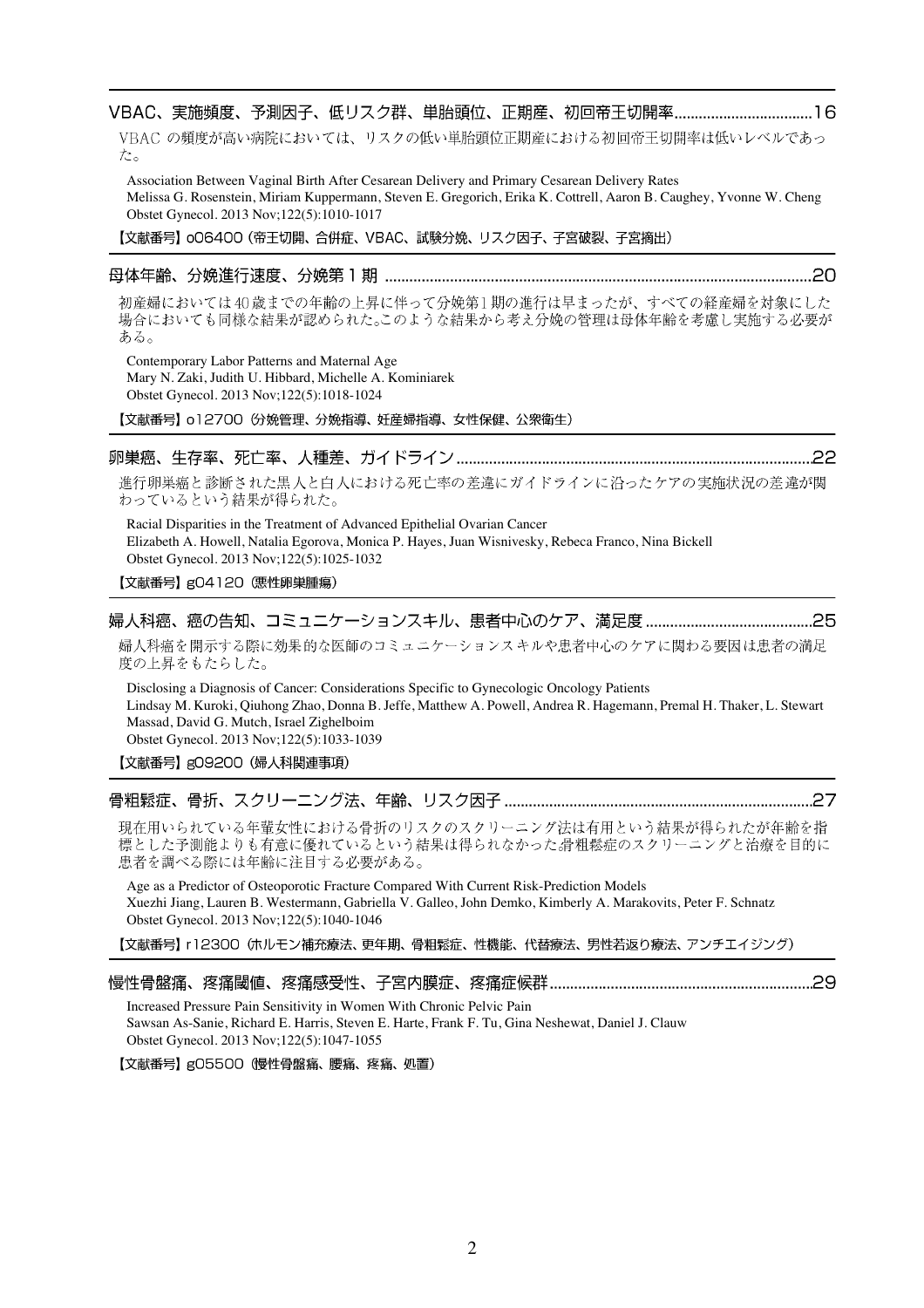## VBAC、実施頻度、予測因子、低リスク群、単胎頭位、正期産、初回帝王切開率 ..... 16

VBAC の頻度が高い病院においては、リスクの低い単胎頭位正期産における初回帝王切開率は低いレベルであった。

Association Between Vaginal Birth After Cesarean Delivery and Primary Cesarean Delivery Rates
Melissa G. Rosenstein, Miriam Kuppermann, Steven E. Gregorich, Erika K. Cottrell, Aaron B. Caughey, Yvonne W. Cheng
Obstet Gynecol. 2013 Nov;122(5):1010-1017

【文献番号】o06400（帝王切開、合併症、VBAC、試験分娩、リスク因子、子宮破裂、子宮摘出）

## 母体年齢、分娩進行速度、分娩第１期 ..... 20

初産婦においては40歳までの年齢の上昇に伴って分娩第1期の進行は早まったが、すべての経産婦を対象にした場合においても同様な結果が認められた。このような結果から考え分娩の管理は母体年齢を考慮し実施する必要がある。

Contemporary Labor Patterns and Maternal Age
Mary N. Zaki, Judith U. Hibbard, Michelle A. Kominiarek
Obstet Gynecol. 2013 Nov;122(5):1018-1024

【文献番号】o12700（分娩管理、分娩指導、妊産婦指導、女性保健、公衆衛生）

## 卵巣癌、生存率、死亡率、人種差、ガイドライン ..... 22

進行卵巣癌と診断された黒人と白人における死亡率の差違にガイドラインに沿ったケアの実施状況の差違が関わっているという結果が得られた。

Racial Disparities in the Treatment of Advanced Epithelial Ovarian Cancer
Elizabeth A. Howell, Natalia Egorova, Monica P. Hayes, Juan Wisnivesky, Rebeca Franco, Nina Bickell
Obstet Gynecol. 2013 Nov;122(5):1025-1032

【文献番号】g04120（悪性卵巣腫瘍）

## 婦人科癌、癌の告知、コミュニケーションスキル、患者中心のケア、満足度 ..... 25

婦人科癌を開示する際に効果的な医師のコミュニケーションスキルや患者中心のケアに関わる要因は患者の満足度の上昇をもたらした。

Disclosing a Diagnosis of Cancer: Considerations Specific to Gynecologic Oncology Patients
Lindsay M. Kuroki, Qiuhong Zhao, Donna B. Jeffe, Matthew A. Powell, Andrea R. Hagemann, Premal H. Thaker, L. Stewart Massad, David G. Mutch, Israel Zighelboim
Obstet Gynecol. 2013 Nov;122(5):1033-1039

【文献番号】g09200（婦人科関連事項）

## 骨粗鬆症、骨折、スクリーニング法、年齢、リスク因子 ..... 27

現在用いられている年輩女性における骨折のリスクのスクリーニング法は有用という結果が得られたが年齢を指標とした予測能よりも有意に優れているという結果は得られなかった。骨粗鬆症のスクリーニングと治療を目的に患者を調べる際には年齢に注目する必要がある。

Age as a Predictor of Osteoporotic Fracture Compared With Current Risk-Prediction Models
Xuezhi Jiang, Lauren B. Westermann, Gabriella V. Galleo, John Demko, Kimberly A. Marakovits, Peter F. Schnatz
Obstet Gynecol. 2013 Nov;122(5):1040-1046

【文献番号】r12300（ホルモン補充療法、更年期、骨粗鬆症、性機能、代替療法、男性若返り療法、アンチエイジング）

## 慢性骨盤痛、疼痛閾値、疼痛感受性、子宮内膜症、疼痛症候群 ..... 29

Increased Pressure Pain Sensitivity in Women With Chronic Pelvic Pain
Sawsan As-Sanie, Richard E. Harris, Steven E. Harte, Frank F. Tu, Gina Neshewat, Daniel J. Clauw
Obstet Gynecol. 2013 Nov;122(5):1047-1055

【文献番号】g05500（慢性骨盤痛、腰痛、疼痛、処置）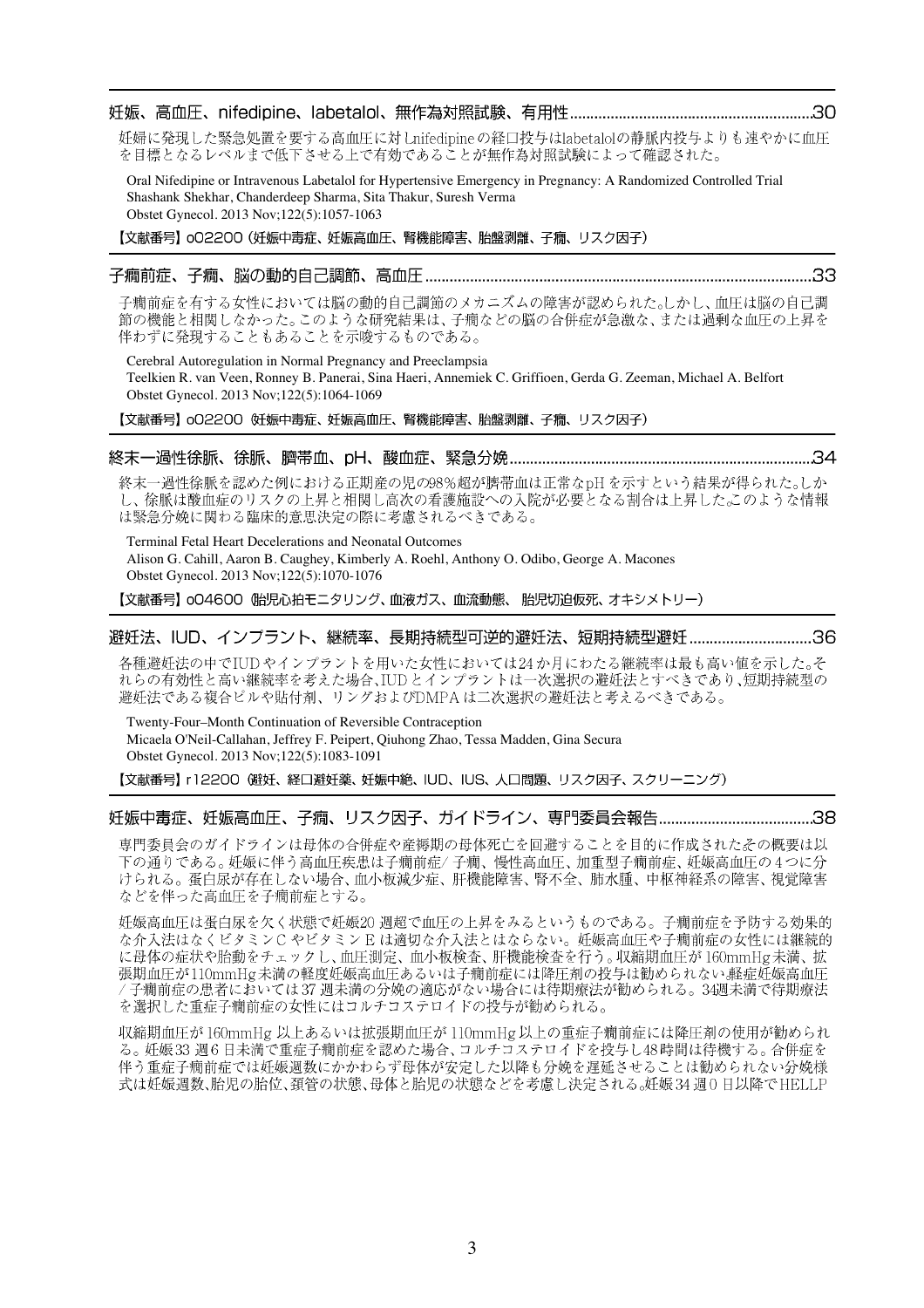## 妊娠、高血圧、nifedipine、labetalol、無作為対照試験、有用性............................................................30

妊婦に発現した緊急処置を要する高血圧に対しnifedipineの経口投与はlabetalolの静脈内投与よりも速やかに血圧を目標となるレベルまで低下させる上で有効であることが無作為対照試験によって確認された。

Oral Nifedipine or Intravenous Labetalol for Hypertensive Emergency in Pregnancy: A Randomized Controlled Trial
Shashank Shekhar, Chanderdeep Sharma, Sita Thakur, Suresh Verma
Obstet Gynecol. 2013 Nov;122(5):1057-1063

【文献番号】o02200 (妊娠中毒症、妊娠高血圧、腎機能障害、胎盤剥離、子癇、リスク因子)

## 子癇前症、子癇、脳の動的自己調節、高血圧...........................................................................................33

子癇前症を有する女性においては脳の動的自己調節のメカニズムの障害が認められた。しかし、血圧は脳の自己調節の機能と相関しなかった。このような研究結果は、子癇などの脳の合併症が急激な、または過剰な血圧の上昇を伴わずに発現することもあることを示唆するものである。

Cerebral Autoregulation in Normal Pregnancy and Preeclampsia
Teelkien R. van Veen, Ronney B. Panerai, Sina Haeri, Annemiek C. Griffioen, Gerda G. Zeeman, Michael A. Belfort
Obstet Gynecol. 2013 Nov;122(5):1064-1069

【文献番号】o02200 (妊娠中毒症、妊娠高血圧、腎機能障害、胎盤剥離、子癇、リスク因子)

## 終末一過性徐脈、徐脈、臍帯血、pH、酸血症、緊急分娩..........................................................................34

終末一過性徐脈を認めた例における正期産の児の98%超が臍帯血は正常なpHを示すという結果が得られた。しかし、徐脈は酸血症のリスクの上昇と相関し高次の看護施設への入院が必要となる割合は上昇した。このような情報は緊急分娩に関わる臨床的意思決定の際に考慮されるべきである。

Terminal Fetal Heart Decelerations and Neonatal Outcomes
Alison G. Cahill, Aaron B. Caughey, Kimberly A. Roehl, Anthony O. Odibo, George A. Macones
Obstet Gynecol. 2013 Nov;122(5):1070-1076

【文献番号】o04600 (胎児心拍モニタリング、血液ガス、血流動態、 胎児切迫仮死、オキシメトリー)

## 避妊法、IUD、インプラント、継続率、長期持続型可逆的避妊法、短期持続型避妊..............................36

各種避妊法の中でIUDやインプラントを用いた女性においては24か月にわたる継続率は最も高い値を示した。それらの有効性と高い継続率を考えた場合、IUDとインプラントは一次選択の避妊法とすべきであり、短期持続型の避妊法である複合ピルや貼付剤、リングおよびDMPAは二次選択の避妊法と考えるべきである。

Twenty-Four–Month Continuation of Reversible Contraception
Micaela O'Neil-Callahan, Jeffrey F. Peipert, Qiuhong Zhao, Tessa Madden, Gina Secura
Obstet Gynecol. 2013 Nov;122(5):1083-1091

【文献番号】r12200 (避妊、経口避妊薬、妊娠中絶、IUD、IUS、人口問題、リスク因子、スクリーニング)

## 妊娠中毒症、妊娠高血圧、子癇、リスク因子、ガイドライン、専門委員会報告.......................................38

専門委員会のガイドラインは母体の合併症や産褥期の母体死亡を回避することを目的に作成された。その概要は以下の通りである。妊娠に伴う高血圧疾患は子癇前症/子癇、慢性高血圧、加重型子癇前症、妊娠高血圧の4つに分けられる。蛋白尿が存在しない場合、血小板減少症、肝機能障害、腎不全、肺水腫、中枢神経系の障害、視覚障害などを伴った高血圧を子癇前症とする。

妊娠高血圧は蛋白尿を欠く状態で妊娠20週超で血圧の上昇をみるというものである。子癇前症を予防する効果的な介入法はなくビタミンCやビタミンEは適切な介入法とはならない。妊娠高血圧や子癇前症の女性には継続的に母体の症状や胎動をチェックし、血圧測定、血小板検査、肝機能検査を行う。収縮期血圧が160mmHg未満、拡張期血圧が110mmHg未満の軽度妊娠高血圧あるいは子癇前症には降圧剤の投与は勧められない。軽症妊娠高血圧/子癇前症の患者においては37週未満の分娩の適応がない場合には待期療法が勧められる。34週未満で待期療法を選択した重症子癇前症の女性にはコルチコステロイドの投与が勧められる。

収縮期血圧が160mmHg以上あるいは拡張期血圧が110mmHg以上の重症子癇前症には降圧剤の使用が勧められる。妊娠33週6日未満で重症子癇前症を認めた場合、コルチコステロイドを投与し48時間は待機する。合併症を伴う重症子癇前症では妊娠週数にかかわらず母体が安定した以降も分娩を遅延させることは勧められない。分娩様式は妊娠週数、胎児の胎位、頚管の状態、母体と胎児の状態などを考慮し決定される。妊娠34週0日以降でHELLP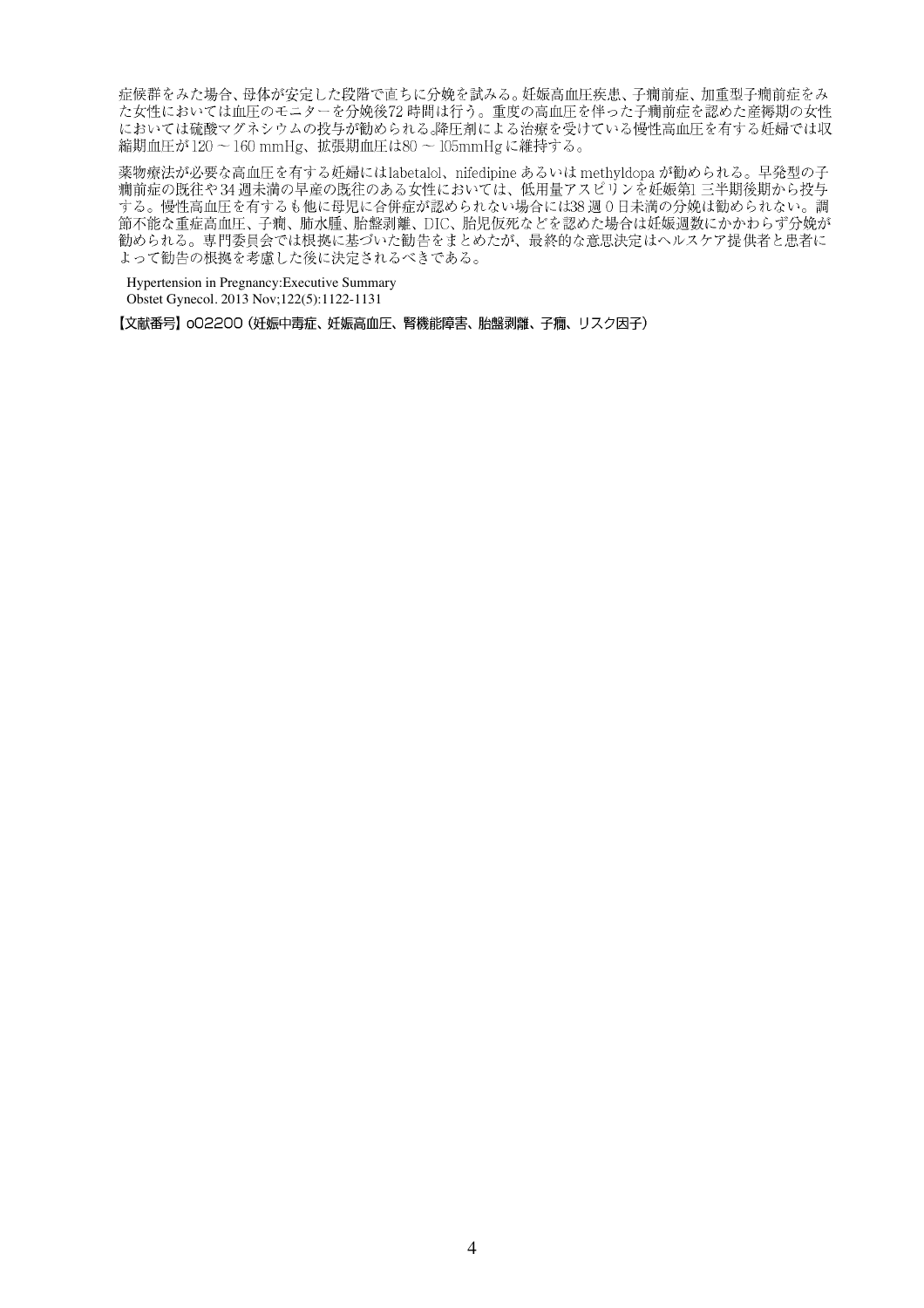症候群をみた場合、母体が安定した段階で直ちに分娩を試みる。妊娠高血圧疾患、子癇前症、加重型子癇前症をみた女性においては血圧のモニターを分娩後72 時間は行う。重度の高血圧を伴った子癇前症を認めた産褥期の女性においては硫酸マグネシウムの投与が勧められる。降圧剤による治療を受けている慢性高血圧を有する妊婦では収縮期血圧が120 ～ 160 mmHg、拡張期血圧は80 ～ 105mmHg に維持する。

薬物療法が必要な高血圧を有する妊婦にはlabetalol、nifedipine あるいは methyldopa が勧められる。早発型の子癇前症の既往や34 週未満の早産の既往のある女性においては、低用量アスピリンを妊娠第1 三半期後期から投与する。慢性高血圧を有するも他に母児に合併症が認められない場合には38 週 0 日未満の分娩は勧められない。調節不能な重症高血圧、子癇、肺水腫、胎盤剥離、DIC、胎児仮死などを認めた場合は妊娠週数にかかわらず分娩が勧められる。専門委員会では根拠に基づいた勧告をまとめたが、最終的な意思決定はヘルスケア提供者と患者によって勧告の根拠を考慮した後に決定されるべきである。

Hypertension in Pregnancy:Executive Summary
Obstet Gynecol. 2013 Nov;122(5):1122-1131

**【文献番号】o02200（妊娠中毒症、妊娠高血圧、腎機能障害、胎盤剥離、子癇、リスク因子）**